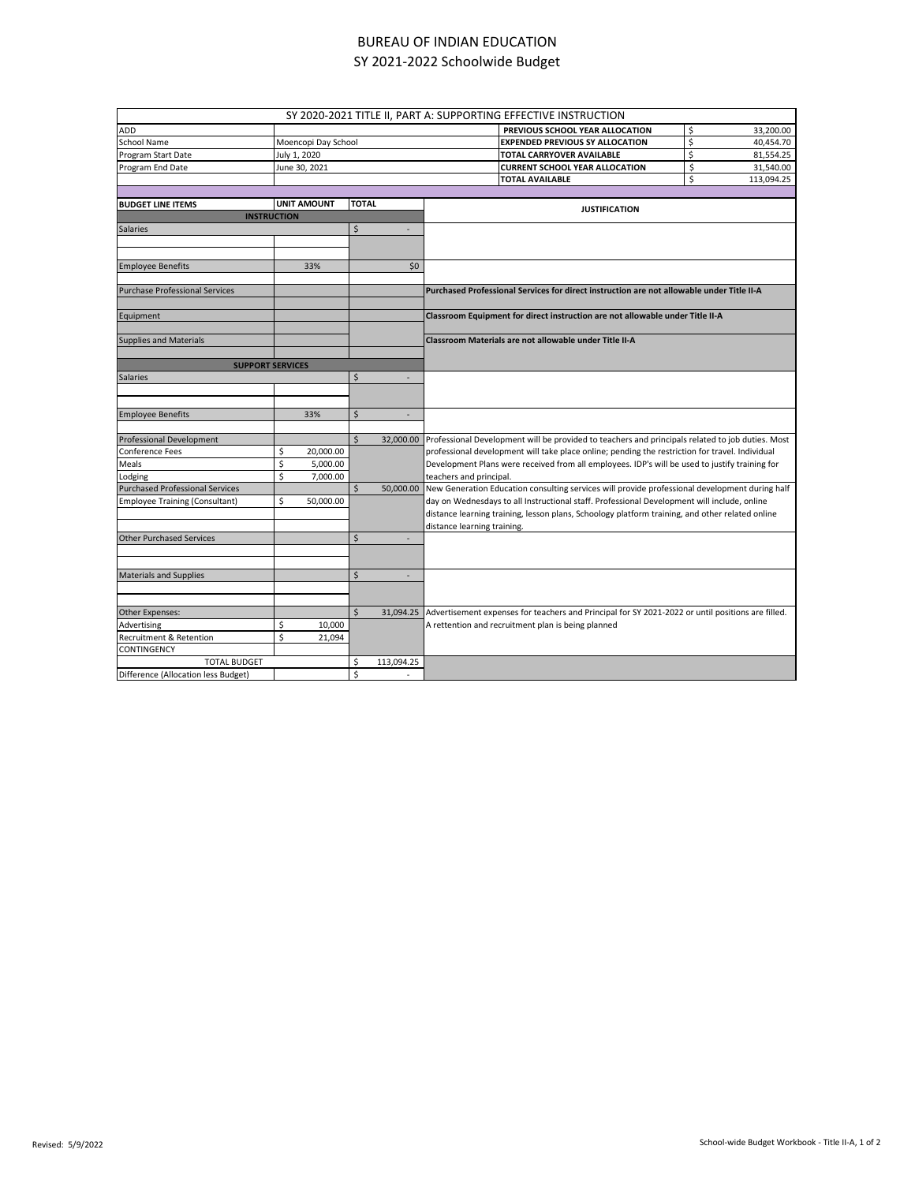# BUREAU OF INDIAN EDUCATION
## SY 2021-2022 Schoolwide Budget

| SY 2020-2021 TITLE II, PART A: SUPPORTING EFFECTIVE INSTRUCTION | | | | |
|---|---|---|---|---|
| ADD | | | **PREVIOUS SCHOOL YEAR ALLOCATION** | $ 33,200.00 |
| School Name | Moencopi Day School | | **EXPENDED PREVIOUS SY ALLOCATION** | $ 40,454.70 |
| Program Start Date | July 1, 2020 | | **TOTAL CARRYOVER AVAILABLE** | $ 81,554.25 |
| Program End Date | June 30, 2021 | | **CURRENT SCHOOL YEAR ALLOCATION** | $ 31,540.00 |
| | | | **TOTAL AVAILABLE** | $ 113,094.25 |

| BUDGET LINE ITEMS | UNIT AMOUNT | TOTAL | JUSTIFICATION |
|---|---|---|---|
| **INSTRUCTION** | | | |
| Salaries | | $ - | |
| Employee Benefits | 33% | $0 | |
| Purchase Professional Services | | | **Purchased Professional Services for direct instruction are not allowable under Title II-A** |
| Equipment | | | **Classroom Equipment for direct instruction are not allowable under Title II-A** |
| Supplies and Materials | | | **Classroom Materials are not allowable under Title II-A** |
| **SUPPORT SERVICES** | | | |
| Salaries | | $ - | |
| Employee Benefits | 33% | $ - | |
| Professional Development | | $ 32,000.00 | Professional Development will be provided to teachers and principals related to job duties. Most professional development will take place online; pending the restriction for travel. Individual Development Plans were received from all employees. IDP's will be used to justify training for teachers and principal. |
| Conference Fees | $ 20,000.00 | | |
| Meals | $ 5,000.00 | | |
| Lodging | $ 7,000.00 | | |
| Purchased Professional Services | | $ 50,000.00 | New Generation Education consulting services will provide professional development during half day on Wednesdays to all Instructional staff. Professional Development will include, online distance learning training, lesson plans, Schoology platform training, and other related online distance learning training. |
| Employee Training (Consultant) | $ 50,000.00 | | |
| Other Purchased Services | | $ - | |
| Materials and Supplies | | $ - | |
| Other Expenses: | | $ 31,094.25 | Advertisement expenses for teachers and Principal for SY 2021-2022 or until positions are filled. A rettention and recruitment plan is being planned |
| Advertising | $ 10,000 | | |
| Recruitment & Retention | $ 21,094 | | |
| CONTINGENCY | | | |
| TOTAL BUDGET | | $ 113,094.25 | |
| Difference (Allocation less Budget) | | $ - | |

Revised: 5/9/2022